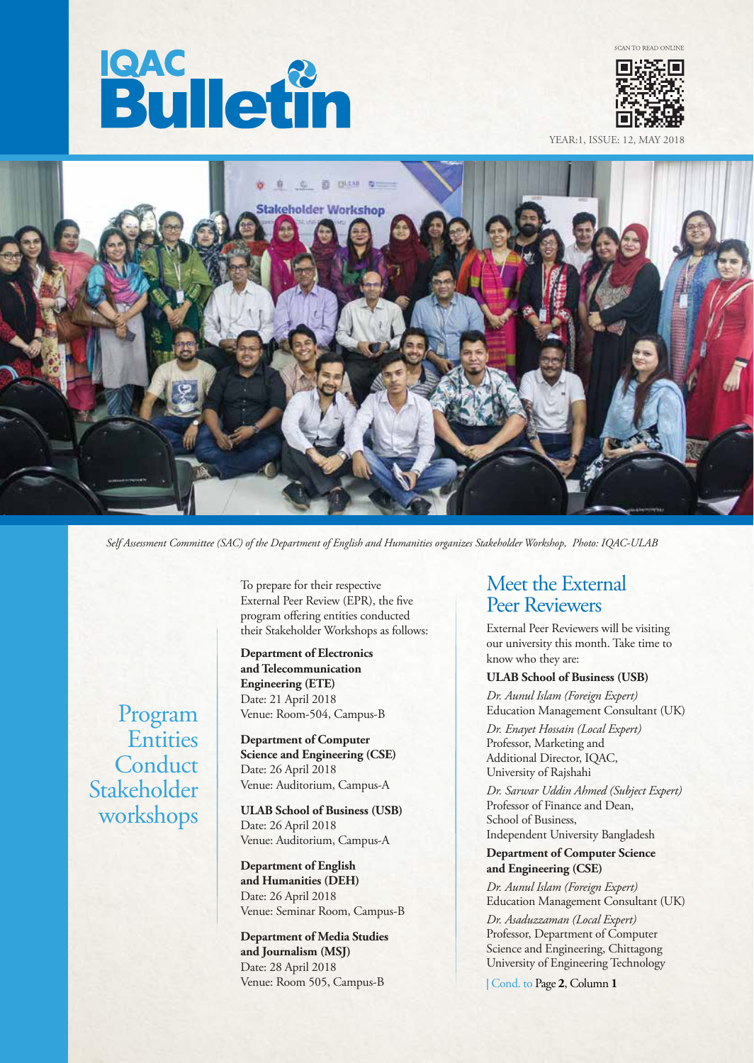# IQAC Bulletin

SCAN TO READ ONLINE

YEAR:1, ISSUE: 12, MAY 2018

*Self Assessment Committee (SAC) of the Department of English and Humanities organizes Stakeholder Workshop, Photo: IQAC-ULAB*

## Program Entities Conduct Stakeholder workshops

To prepare for their respective External Peer Review (EPR), the five program offering entities conducted their Stakeholder Workshops as follows:

**Department of Electronics and Telecommunication Engineering (ETE)**
Date: 21 April 2018
Venue: Room-504, Campus-B

**Department of Computer Science and Engineering (CSE)**
Date: 26 April 2018
Venue: Auditorium, Campus-A

**ULAB School of Business (USB)**
Date: 26 April 2018
Venue: Auditorium, Campus-A

**Department of English and Humanities (DEH)**
Date: 26 April 2018
Venue: Seminar Room, Campus-B

**Department of Media Studies and Journalism (MSJ)**
Date: 28 April 2018
Venue: Room 505, Campus-B

## Meet the External Peer Reviewers

External Peer Reviewers will be visiting our university this month. Take time to know who they are:

**ULAB School of Business (USB)**

*Dr. Aunul Islam (Foreign Expert)*
Education Management Consultant (UK)

*Dr. Enayet Hossain (Local Expert)*
Professor, Marketing and Additional Director, IQAC, University of Rajshahi

*Dr. Sarwar Uddin Ahmed (Subject Expert)*
Professor of Finance and Dean, School of Business, Independent University Bangladesh

**Department of Computer Science and Engineering (CSE)**

*Dr. Aunul Islam (Foreign Expert)*
Education Management Consultant (UK)

*Dr. Asaduzzaman (Local Expert)*
Professor, Department of Computer Science and Engineering, Chittagong University of Engineering Technology

| Cond. to Page **2**, Column **1**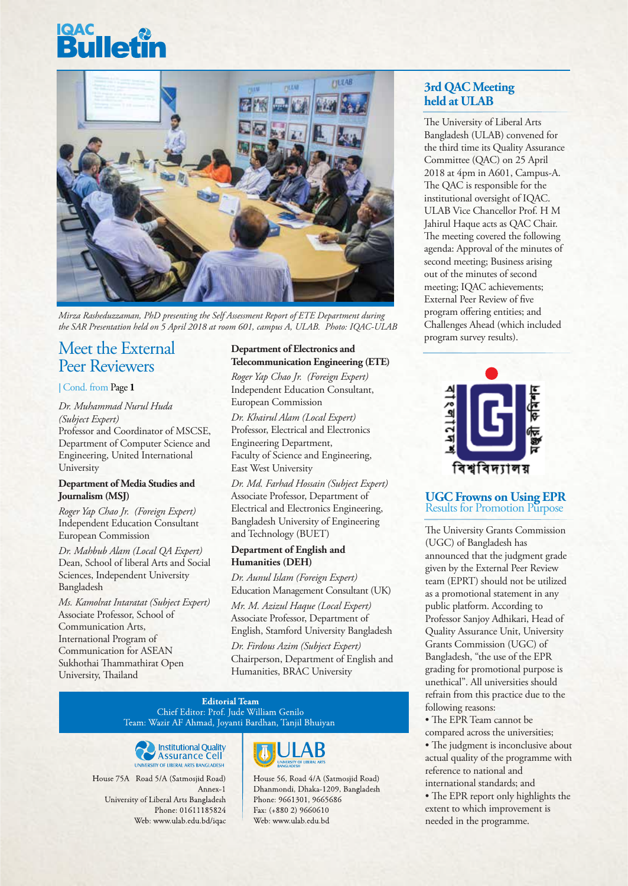# IQAC Bulletin

*Mirza Rasheduzzaman, PhD presenting the Self Assessment Report of ETE Department during the SAR Presentation held on 5 April 2018 at room 601, campus A, ULAB. Photo: IQAC-ULAB*

## Meet the External Peer Reviewers

| Cond. from Page 1

*Dr. Muhammad Nurul Huda (Subject Expert)*
Professor and Coordinator of MSCSE, Department of Computer Science and Engineering, United International University

**Department of Media Studies and Journalism (MSJ)**

*Roger Yap Chao Jr. (Foreign Expert)*
Independent Education Consultant European Commission

*Dr. Mahbub Alam (Local QA Expert)*
Dean, School of liberal Arts and Social Sciences, Independent University Bangladesh

*Ms. Kamolrat Intaratat (Subject Expert)*
Associate Professor, School of Communication Arts, International Program of Communication for ASEAN Sukhothai Thammathirat Open University, Thailand

**Department of Electronics and Telecommunication Engineering (ETE)**

*Roger Yap Chao Jr. (Foreign Expert)*
Independent Education Consultant, European Commission

*Dr. Khairul Alam (Local Expert)*
Professor, Electrical and Electronics Engineering Department, Faculty of Science and Engineering, East West University

*Dr. Md. Farhad Hossain (Subject Expert)*
Associate Professor, Department of Electrical and Electronics Engineering, Bangladesh University of Engineering and Technology (BUET)

**Department of English and Humanities (DEH)**

*Dr. Aunul Islam (Foreign Expert)*
Education Management Consultant (UK)

*Mr. M. Azizul Haque (Local Expert)*
Associate Professor, Department of English, Stamford University Bangladesh

*Dr. Firdous Azim (Subject Expert)*
Chairperson, Department of English and Humanities, BRAC University

## 3rd QAC Meeting held at ULAB

The University of Liberal Arts Bangladesh (ULAB) convened for the third time its Quality Assurance Committee (QAC) on 25 April 2018 at 4pm in A601, Campus-A. The QAC is responsible for the institutional oversight of IQAC. ULAB Vice Chancellor Prof. H M Jahirul Haque acts as QAC Chair. The meeting covered the following agenda: Approval of the minutes of second meeting; Business arising out of the minutes of second meeting; IQAC achievements; External Peer Review of five program offering entities; and Challenges Ahead (which included program survey results).

## UGC Frowns on Using EPR Results for Promotion Purpose

The University Grants Commission (UGC) of Bangladesh has announced that the judgment grade given by the External Peer Review team (EPRT) should not be utilized as a promotional statement in any public platform. According to Professor Sanjoy Adhikari, Head of Quality Assurance Unit, University Grants Commission (UGC) of Bangladesh, "the use of the EPR grading for promotional purpose is unethical". All universities should refrain from this practice due to the following reasons:

- The EPR Team cannot be compared across the universities;
- The judgment is inconclusive about actual quality of the programme with reference to national and international standards; and
- The EPR report only highlights the extent to which improvement is needed in the programme.

**Editorial Team**
Chief Editor: Prof. Jude William Genilo
Team: Wazir AF Ahmad, Joyanti Bardhan, Tanjil Bhuiyan

Institutional Quality Assurance Cell
University of Liberal Arts Bangladesh

House 75A Road 5/A (Satmosjid Road)
Annex-1
University of Liberal Arts Bangladesh
Phone: 01611185824
Web: www.ulab.edu.bd/iqac

ULAB
University of Liberal Arts Bangladesh

House 56, Road 4/A (Satmosjid Road)
Dhanmondi, Dhaka-1209, Bangladesh
Phone: 9661301, 9665686
Fax: (+880 2) 9660610
Web: www.ulab.edu.bd